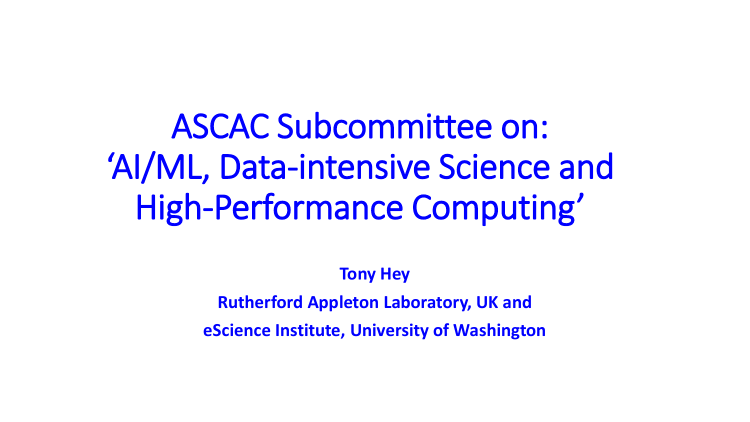# ASCAC Subcommittee on: 'AI/ML, Data-intensive Science and High-Performance Computing'

**Tony Hey**

**Rutherford Appleton Laboratory, UK and**

**eScience Institute, University of Washington**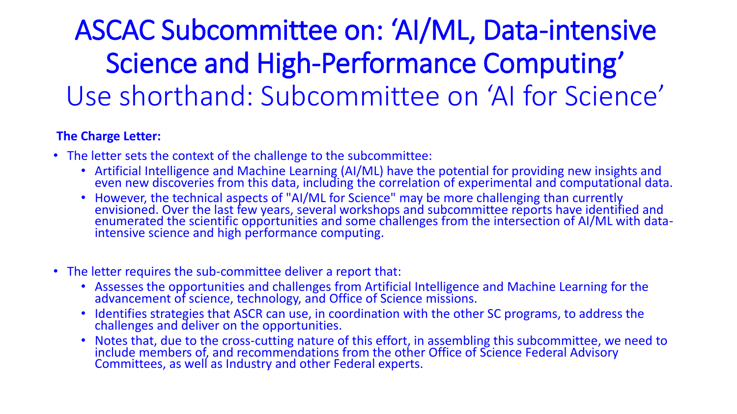# ASCAC Subcommittee on: 'AI/ML, Data-intensive Science and High-Performance Computing'

## Use shorthand: Subcommittee on 'AI for Science'

**The Charge Letter:**

- The letter sets the context of the challenge to the subcommittee:
  - Artificial Intelligence and Machine Learning (AI/ML) have the potential for providing new insights and even new discoveries from this data, including the correlation of experimental and computational data.
  - However, the technical aspects of "AI/ML for Science" may be more challenging than currently envisioned. Over the last few years, several workshops and subcommittee reports have identified and enumerated the scientific opportunities and some challenges from the intersection of AI/ML with data-intensive science and high performance computing.

- The letter requires the sub-committee deliver a report that:
  - Assesses the opportunities and challenges from Artificial Intelligence and Machine Learning for the advancement of science, technology, and Office of Science missions.
  - Identifies strategies that ASCR can use, in coordination with the other SC programs, to address the challenges and deliver on the opportunities.
  - Notes that, due to the cross-cutting nature of this effort, in assembling this subcommittee, we need to include members of, and recommendations from the other Office of Science Federal Advisory Committees, as well as Industry and other Federal experts.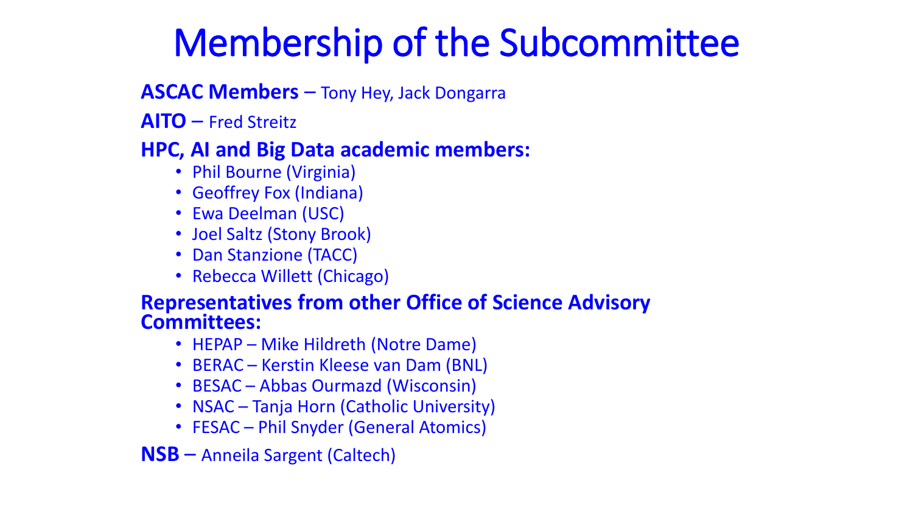# Membership of the Subcommittee

**ASCAC Members** – Tony Hey, Jack Dongarra

**AITO** – Fred Streitz

**HPC, AI and Big Data academic members:**

- Phil Bourne (Virginia)
- Geoffrey Fox (Indiana)
- Ewa Deelman (USC)
- Joel Saltz (Stony Brook)
- Dan Stanzione (TACC)
- Rebecca Willett (Chicago)

**Representatives from other Office of Science Advisory Committees:**

- HEPAP – Mike Hildreth (Notre Dame)
- BERAC – Kerstin Kleese van Dam (BNL)
- BESAC – Abbas Ourmazd (Wisconsin)
- NSAC – Tanja Horn (Catholic University)
- FESAC – Phil Snyder (General Atomics)

**NSB** – Anneila Sargent (Caltech)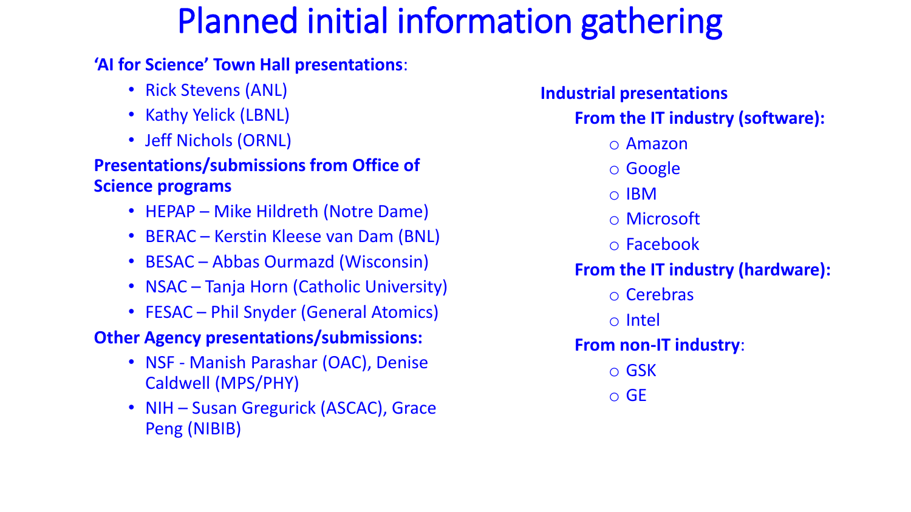# Planned initial information gathering

**'AI for Science' Town Hall presentations**:

- Rick Stevens (ANL)
- Kathy Yelick (LBNL)
- Jeff Nichols (ORNL)

**Presentations/submissions from Office of Science programs**

- HEPAP – Mike Hildreth (Notre Dame)
- BERAC – Kerstin Kleese van Dam (BNL)
- BESAC – Abbas Ourmazd (Wisconsin)
- NSAC – Tanja Horn (Catholic University)
- FESAC – Phil Snyder (General Atomics)

**Other Agency presentations/submissions:**

- NSF - Manish Parashar (OAC), Denise Caldwell (MPS/PHY)
- NIH – Susan Gregurick (ASCAC), Grace Peng (NIBIB)

**Industrial presentations**

**From the IT industry (software):**

- Amazon
- Google
- IBM
- Microsoft
- Facebook

**From the IT industry (hardware):**

- Cerebras
- Intel

**From non-IT industry**:

- GSK
- GE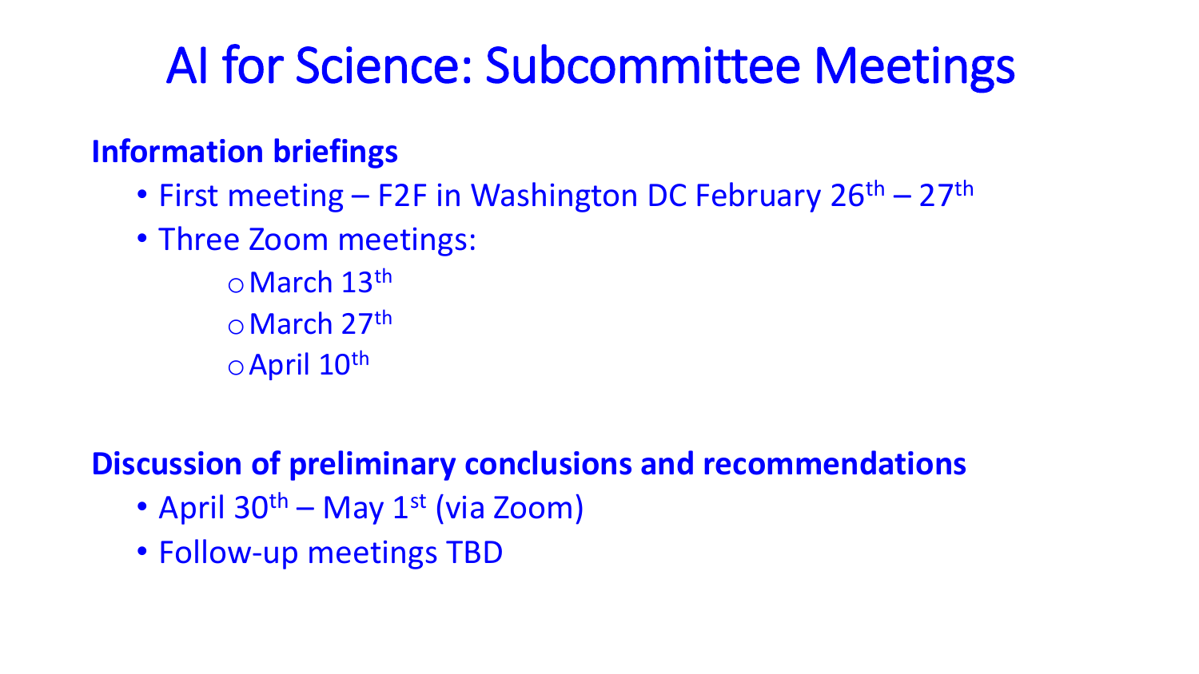# AI for Science: Subcommittee Meetings

**Information briefings**

- First meeting – F2F in Washington DC February 26th – 27th
- Three Zoom meetings:
  - March 13th
  - March 27th
  - April 10th

**Discussion of preliminary conclusions and recommendations**

- April 30th – May 1st (via Zoom)
- Follow-up meetings TBD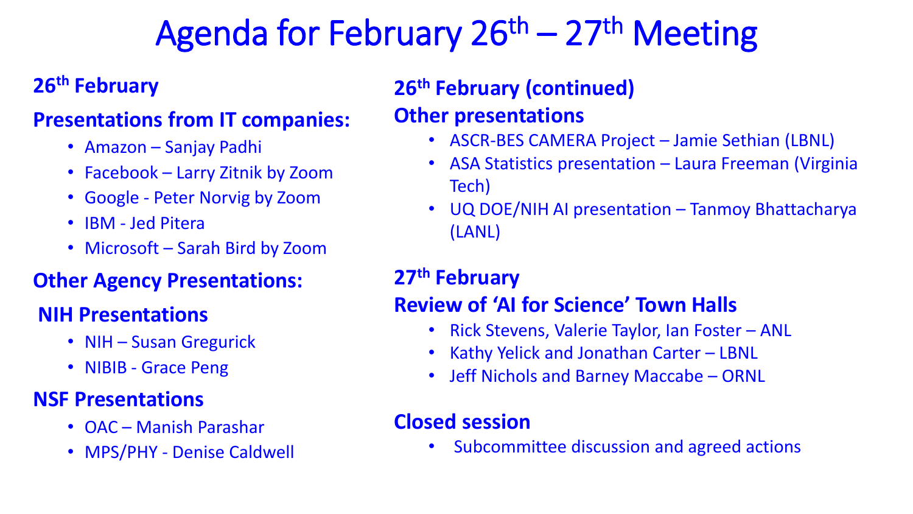# Agenda for February 26th – 27th Meeting

## 26th February

### Presentations from IT companies:

- Amazon – Sanjay Padhi
- Facebook – Larry Zitnik by Zoom
- Google - Peter Norvig by Zoom
- IBM - Jed Pitera
- Microsoft – Sarah Bird by Zoom

### Other Agency Presentations:

### NIH Presentations

- NIH – Susan Gregurick
- NIBIB - Grace Peng

### NSF Presentations

- OAC – Manish Parashar
- MPS/PHY - Denise Caldwell

## 26th February (continued)

### Other presentations

- ASCR-BES CAMERA Project – Jamie Sethian (LBNL)
- ASA Statistics presentation – Laura Freeman (Virginia Tech)
- UQ DOE/NIH AI presentation – Tanmoy Bhattacharya (LANL)

## 27th February

### Review of 'AI for Science' Town Halls

- Rick Stevens, Valerie Taylor, Ian Foster – ANL
- Kathy Yelick and Jonathan Carter – LBNL
- Jeff Nichols and Barney Maccabe – ORNL

### Closed session

- Subcommittee discussion and agreed actions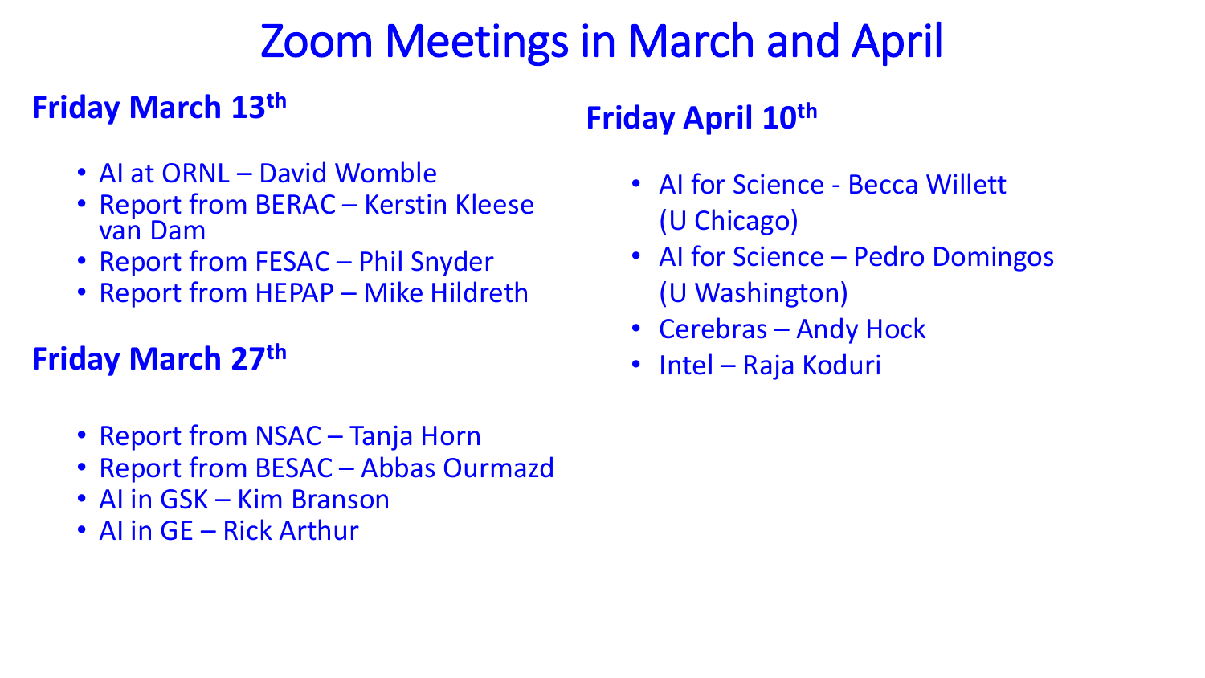# Zoom Meetings in March and April

## Friday March 13th

- AI at ORNL – David Womble
- Report from BERAC – Kerstin Kleese van Dam
- Report from FESAC – Phil Snyder
- Report from HEPAP – Mike Hildreth

## Friday March 27th

- Report from NSAC – Tanja Horn
- Report from BESAC – Abbas Ourmazd
- AI in GSK – Kim Branson
- AI in GE – Rick Arthur

## Friday April 10th

- AI for Science - Becca Willett (U Chicago)
- AI for Science – Pedro Domingos (U Washington)
- Cerebras – Andy Hock
- Intel – Raja Koduri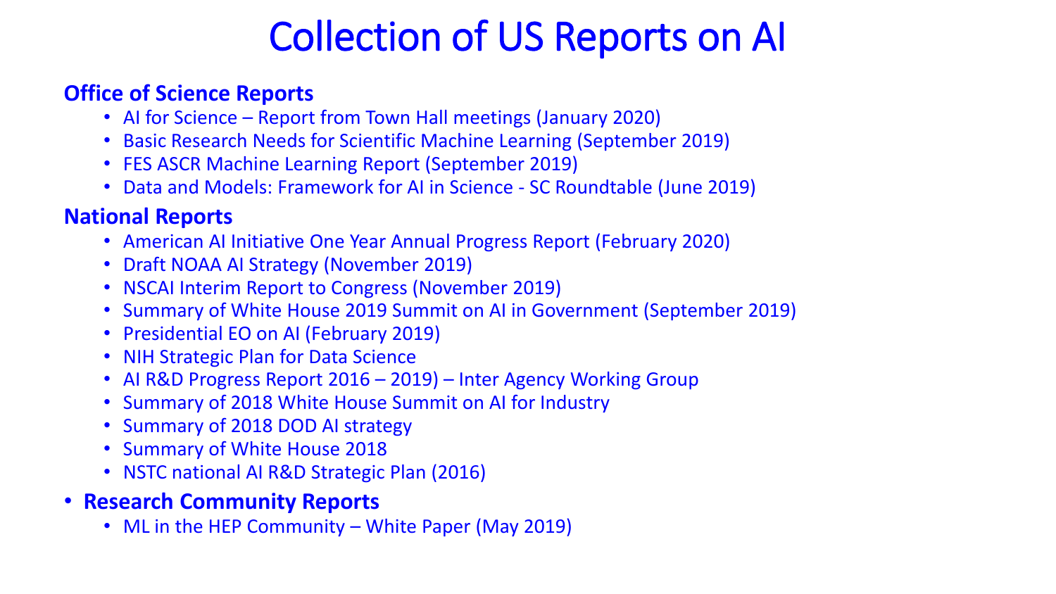# Collection of US Reports on AI

**Office of Science Reports**

- AI for Science – Report from Town Hall meetings (January 2020)
- Basic Research Needs for Scientific Machine Learning (September 2019)
- FES ASCR Machine Learning Report (September 2019)
- Data and Models: Framework for AI in Science - SC Roundtable (June 2019)

**National Reports**

- American AI Initiative One Year Annual Progress Report (February 2020)
- Draft NOAA AI Strategy (November 2019)
- NSCAI Interim Report to Congress (November 2019)
- Summary of White House 2019 Summit on AI in Government (September 2019)
- Presidential EO on AI (February 2019)
- NIH Strategic Plan for Data Science
- AI R&D Progress Report 2016 – 2019) – Inter Agency Working Group
- Summary of 2018 White House Summit on AI for Industry
- Summary of 2018 DOD AI strategy
- Summary of White House 2018
- NSTC national AI R&D Strategic Plan (2016)

- **Research Community Reports**
  - ML in the HEP Community – White Paper (May 2019)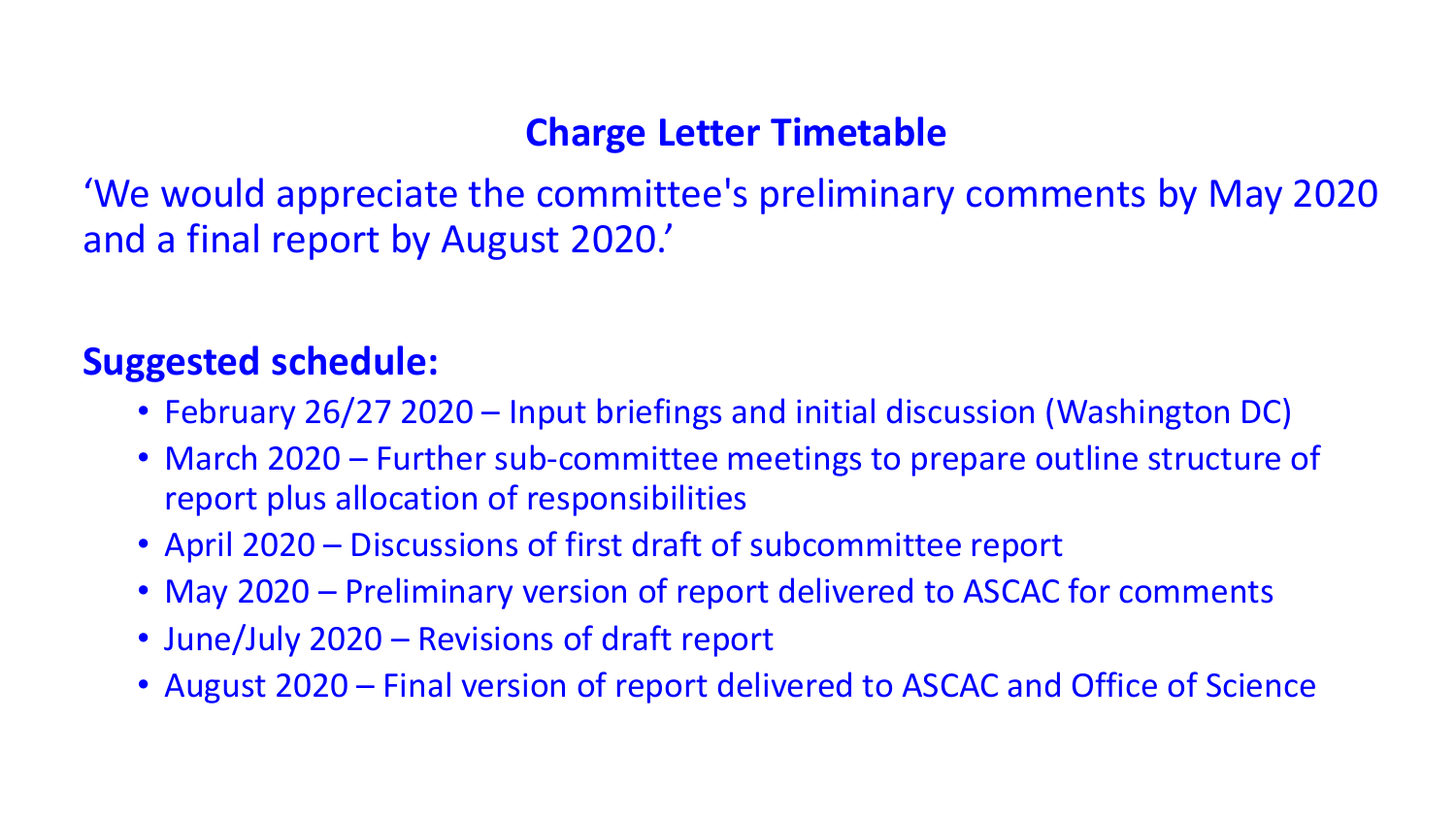## Charge Letter Timetable

'We would appreciate the committee's preliminary comments by May 2020 and a final report by August 2020.'

**Suggested schedule:**

- February 26/27 2020 – Input briefings and initial discussion (Washington DC)
- March 2020 – Further sub-committee meetings to prepare outline structure of report plus allocation of responsibilities
- April 2020 – Discussions of first draft of subcommittee report
- May 2020 – Preliminary version of report delivered to ASCAC for comments
- June/July 2020 – Revisions of draft report
- August 2020 – Final version of report delivered to ASCAC and Office of Science